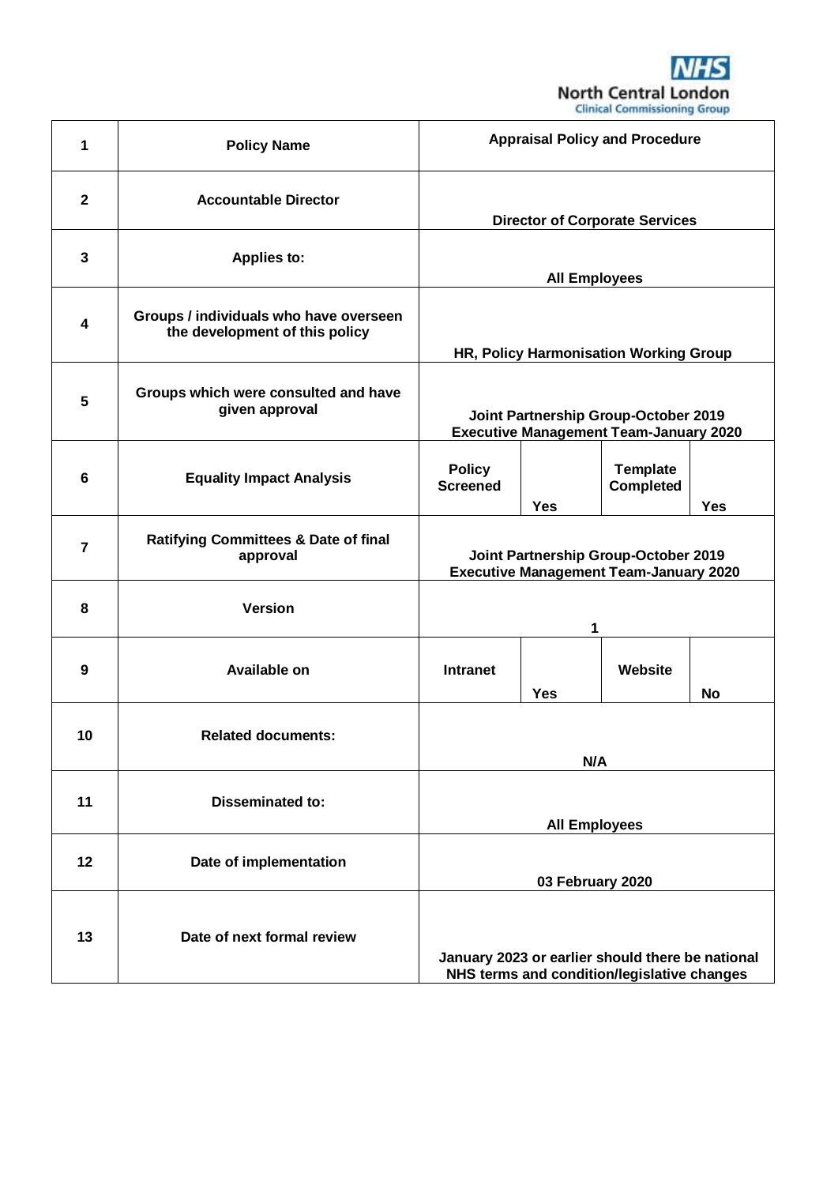NHS North Central London Clinical Commissioning Group

| | | | | | |
|---|---|---|---|---|---|
| **1** | **Policy Name** | **Appraisal Policy and Procedure** | | | |
| **2** | **Accountable Director** | **Director of Corporate Services** | | | |
| **3** | **Applies to:** | **All Employees** | | | |
| **4** | **Groups / individuals who have overseen the development of this policy** | **HR, Policy Harmonisation Working Group** | | | |
| **5** | **Groups which were consulted and have given approval** | **Joint Partnership Group-October 2019 Executive Management Team-January 2020** | | | |
| **6** | **Equality Impact Analysis** | **Policy Screened** | **Yes** | **Template Completed** | **Yes** |
| **7** | **Ratifying Committees & Date of final approval** | **Joint Partnership Group-October 2019 Executive Management Team-January 2020** | | | |
| **8** | **Version** | **1** | | | |
| **9** | **Available on** | **Intranet** | **Yes** | **Website** | **No** |
| **10** | **Related documents:** | **N/A** | | | |
| **11** | **Disseminated to:** | **All Employees** | | | |
| **12** | **Date of implementation** | **03 February 2020** | | | |
| **13** | **Date of next formal review** | **January 2023 or earlier should there be national NHS terms and condition/legislative changes** | | | |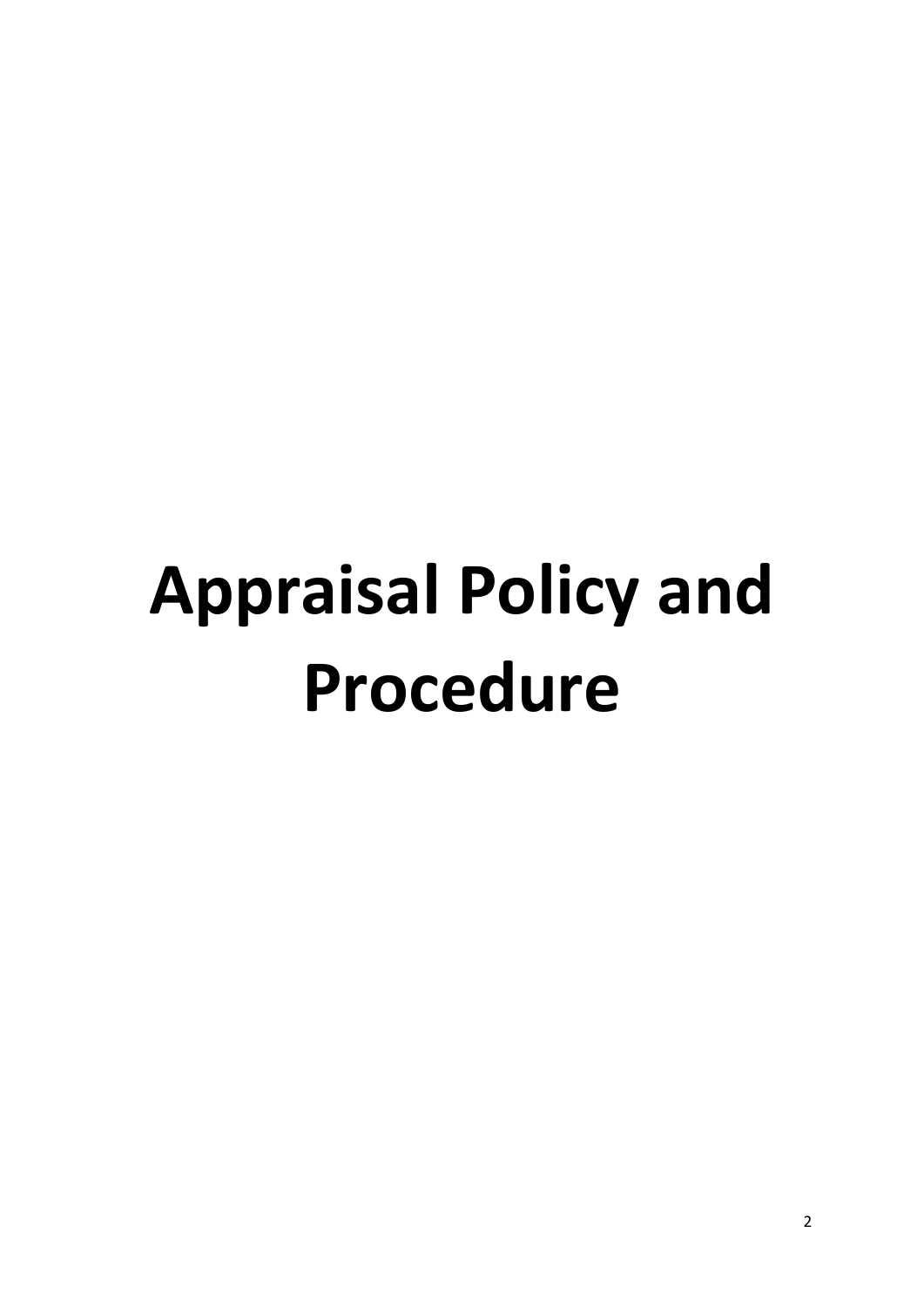# Appraisal Policy and Procedure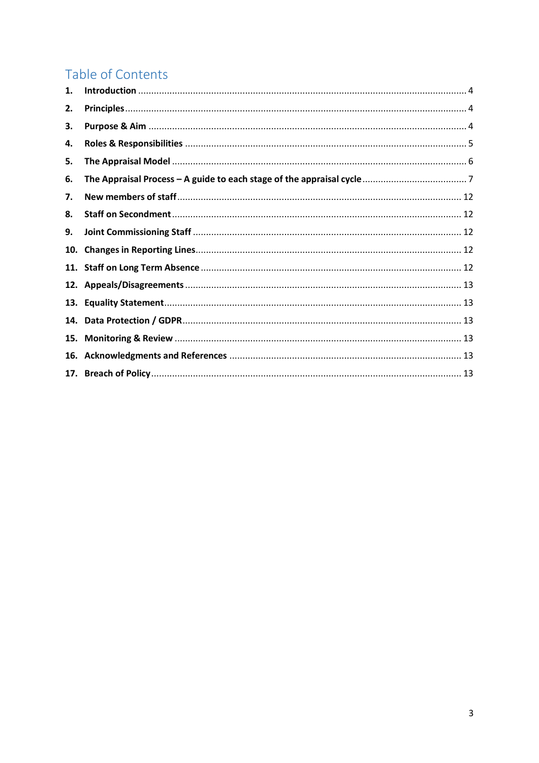## Table of Contents

1. **Introduction** ..... 4
2. **Principles** ..... 4
3. **Purpose & Aim** ..... 4
4. **Roles & Responsibilities** ..... 5
5. **The Appraisal Model** ..... 6
6. **The Appraisal Process – A guide to each stage of the appraisal cycle** ..... 7
7. **New members of staff** ..... 12
8. **Staff on Secondment** ..... 12
9. **Joint Commissioning Staff** ..... 12
10. **Changes in Reporting Lines** ..... 12
11. **Staff on Long Term Absence** ..... 12
12. **Appeals/Disagreements** ..... 13
13. **Equality Statement** ..... 13
14. **Data Protection / GDPR** ..... 13
15. **Monitoring & Review** ..... 13
16. **Acknowledgments and References** ..... 13
17. **Breach of Policy** ..... 13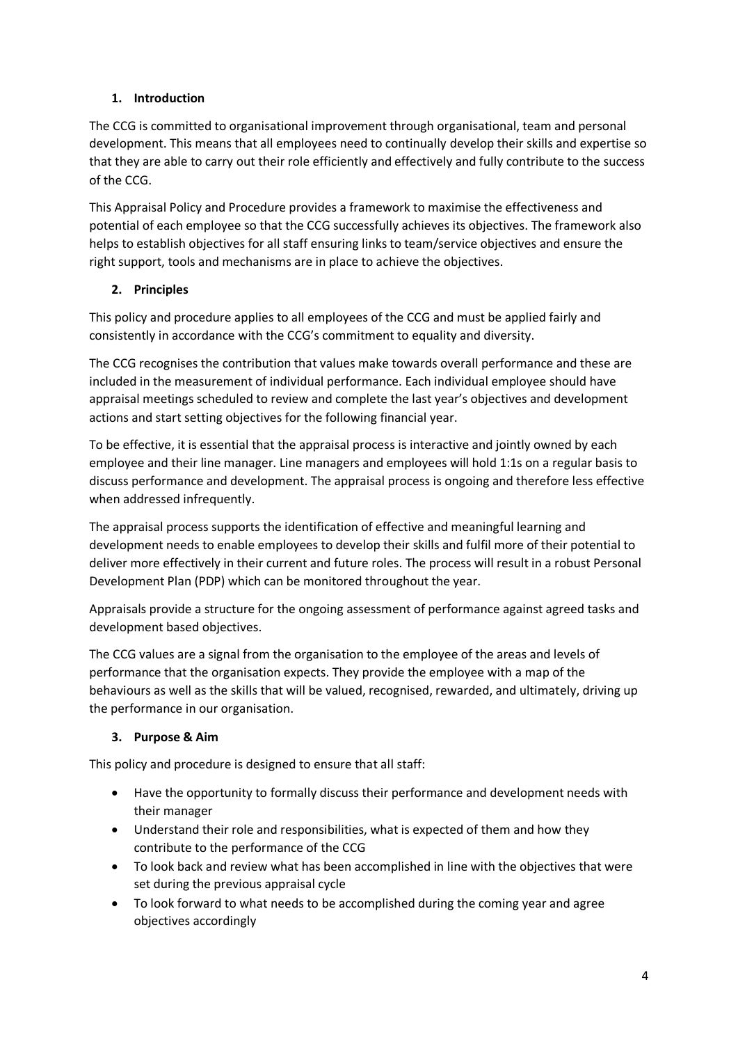## 1. Introduction

The CCG is committed to organisational improvement through organisational, team and personal development. This means that all employees need to continually develop their skills and expertise so that they are able to carry out their role efficiently and effectively and fully contribute to the success of the CCG.

This Appraisal Policy and Procedure provides a framework to maximise the effectiveness and potential of each employee so that the CCG successfully achieves its objectives. The framework also helps to establish objectives for all staff ensuring links to team/service objectives and ensure the right support, tools and mechanisms are in place to achieve the objectives.

## 2. Principles

This policy and procedure applies to all employees of the CCG and must be applied fairly and consistently in accordance with the CCG's commitment to equality and diversity.

The CCG recognises the contribution that values make towards overall performance and these are included in the measurement of individual performance. Each individual employee should have appraisal meetings scheduled to review and complete the last year's objectives and development actions and start setting objectives for the following financial year.

To be effective, it is essential that the appraisal process is interactive and jointly owned by each employee and their line manager. Line managers and employees will hold 1:1s on a regular basis to discuss performance and development. The appraisal process is ongoing and therefore less effective when addressed infrequently.

The appraisal process supports the identification of effective and meaningful learning and development needs to enable employees to develop their skills and fulfil more of their potential to deliver more effectively in their current and future roles. The process will result in a robust Personal Development Plan (PDP) which can be monitored throughout the year.

Appraisals provide a structure for the ongoing assessment of performance against agreed tasks and development based objectives.

The CCG values are a signal from the organisation to the employee of the areas and levels of performance that the organisation expects. They provide the employee with a map of the behaviours as well as the skills that will be valued, recognised, rewarded, and ultimately, driving up the performance in our organisation.

## 3. Purpose & Aim

This policy and procedure is designed to ensure that all staff:

- Have the opportunity to formally discuss their performance and development needs with their manager
- Understand their role and responsibilities, what is expected of them and how they contribute to the performance of the CCG
- To look back and review what has been accomplished in line with the objectives that were set during the previous appraisal cycle
- To look forward to what needs to be accomplished during the coming year and agree objectives accordingly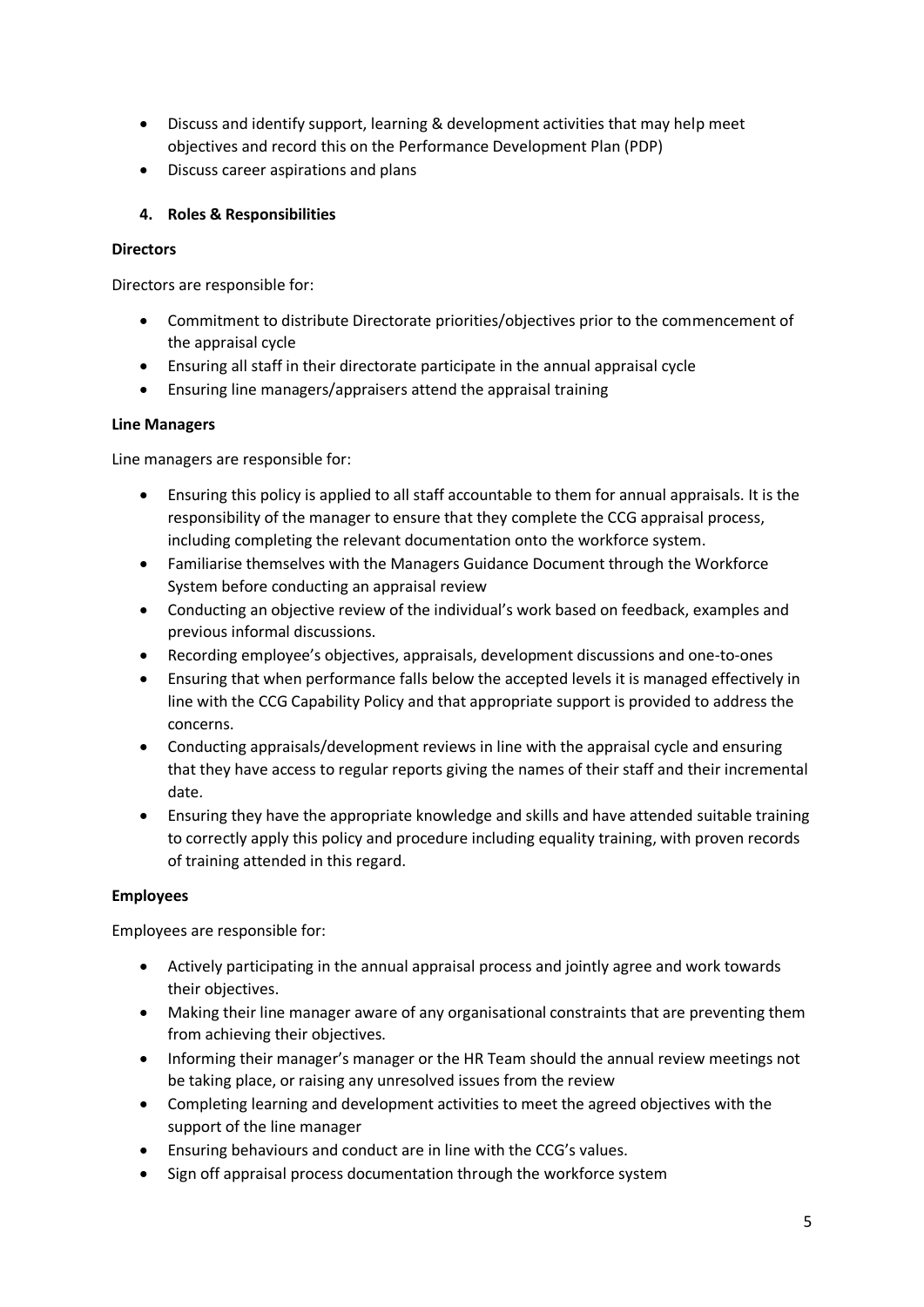- Discuss and identify support, learning & development activities that may help meet objectives and record this on the Performance Development Plan (PDP)
- Discuss career aspirations and plans

## 4. Roles & Responsibilities

**Directors**

Directors are responsible for:

- Commitment to distribute Directorate priorities/objectives prior to the commencement of the appraisal cycle
- Ensuring all staff in their directorate participate in the annual appraisal cycle
- Ensuring line managers/appraisers attend the appraisal training

**Line Managers**

Line managers are responsible for:

- Ensuring this policy is applied to all staff accountable to them for annual appraisals. It is the responsibility of the manager to ensure that they complete the CCG appraisal process, including completing the relevant documentation onto the workforce system.
- Familiarise themselves with the Managers Guidance Document through the Workforce System before conducting an appraisal review
- Conducting an objective review of the individual's work based on feedback, examples and previous informal discussions.
- Recording employee's objectives, appraisals, development discussions and one-to-ones
- Ensuring that when performance falls below the accepted levels it is managed effectively in line with the CCG Capability Policy and that appropriate support is provided to address the concerns.
- Conducting appraisals/development reviews in line with the appraisal cycle and ensuring that they have access to regular reports giving the names of their staff and their incremental date.
- Ensuring they have the appropriate knowledge and skills and have attended suitable training to correctly apply this policy and procedure including equality training, with proven records of training attended in this regard.

**Employees**

Employees are responsible for:

- Actively participating in the annual appraisal process and jointly agree and work towards their objectives.
- Making their line manager aware of any organisational constraints that are preventing them from achieving their objectives.
- Informing their manager's manager or the HR Team should the annual review meetings not be taking place, or raising any unresolved issues from the review
- Completing learning and development activities to meet the agreed objectives with the support of the line manager
- Ensuring behaviours and conduct are in line with the CCG's values.
- Sign off appraisal process documentation through the workforce system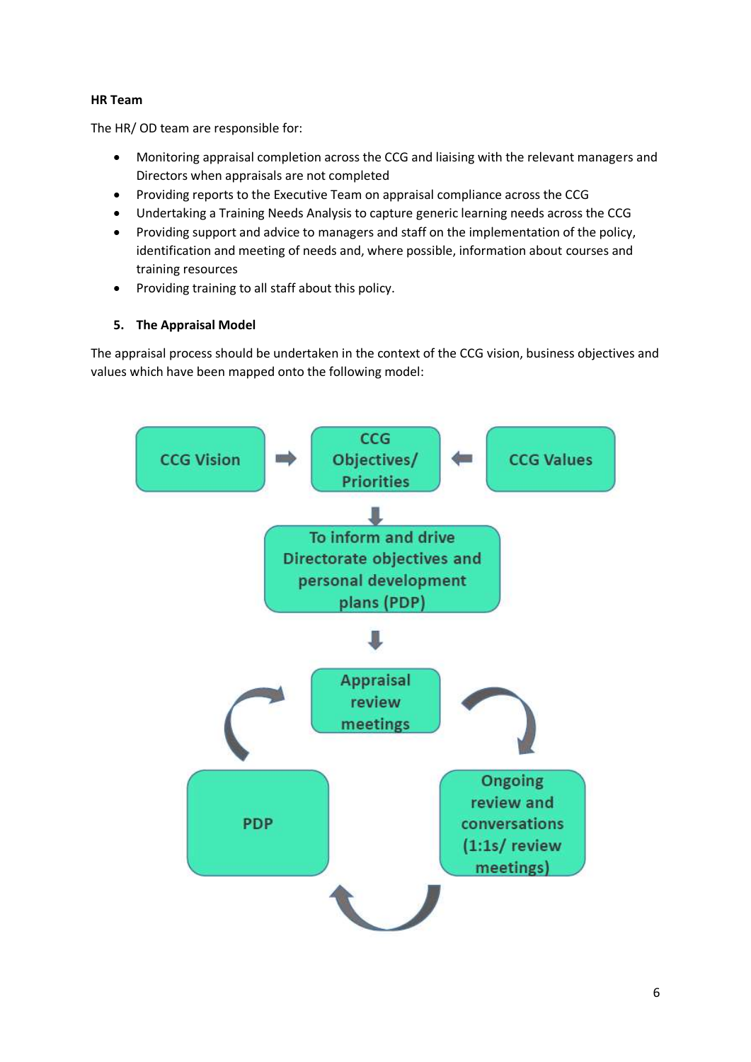**HR Team**

The HR/ OD team are responsible for:

- Monitoring appraisal completion across the CCG and liaising with the relevant managers and Directors when appraisals are not completed
- Providing reports to the Executive Team on appraisal compliance across the CCG
- Undertaking a Training Needs Analysis to capture generic learning needs across the CCG
- Providing support and advice to managers and staff on the implementation of the policy, identification and meeting of needs and, where possible, information about courses and training resources
- Providing training to all staff about this policy.

## 5. The Appraisal Model

The appraisal process should be undertaken in the context of the CCG vision, business objectives and values which have been mapped onto the following model:

CCG Vision → CCG Objectives/ Priorities ← CCG Values

↓

To inform and drive Directorate objectives and personal development plans (PDP)

↓

Appraisal review meetings → Ongoing review and conversations (1:1s/ review meetings) → PDP → Appraisal review meetings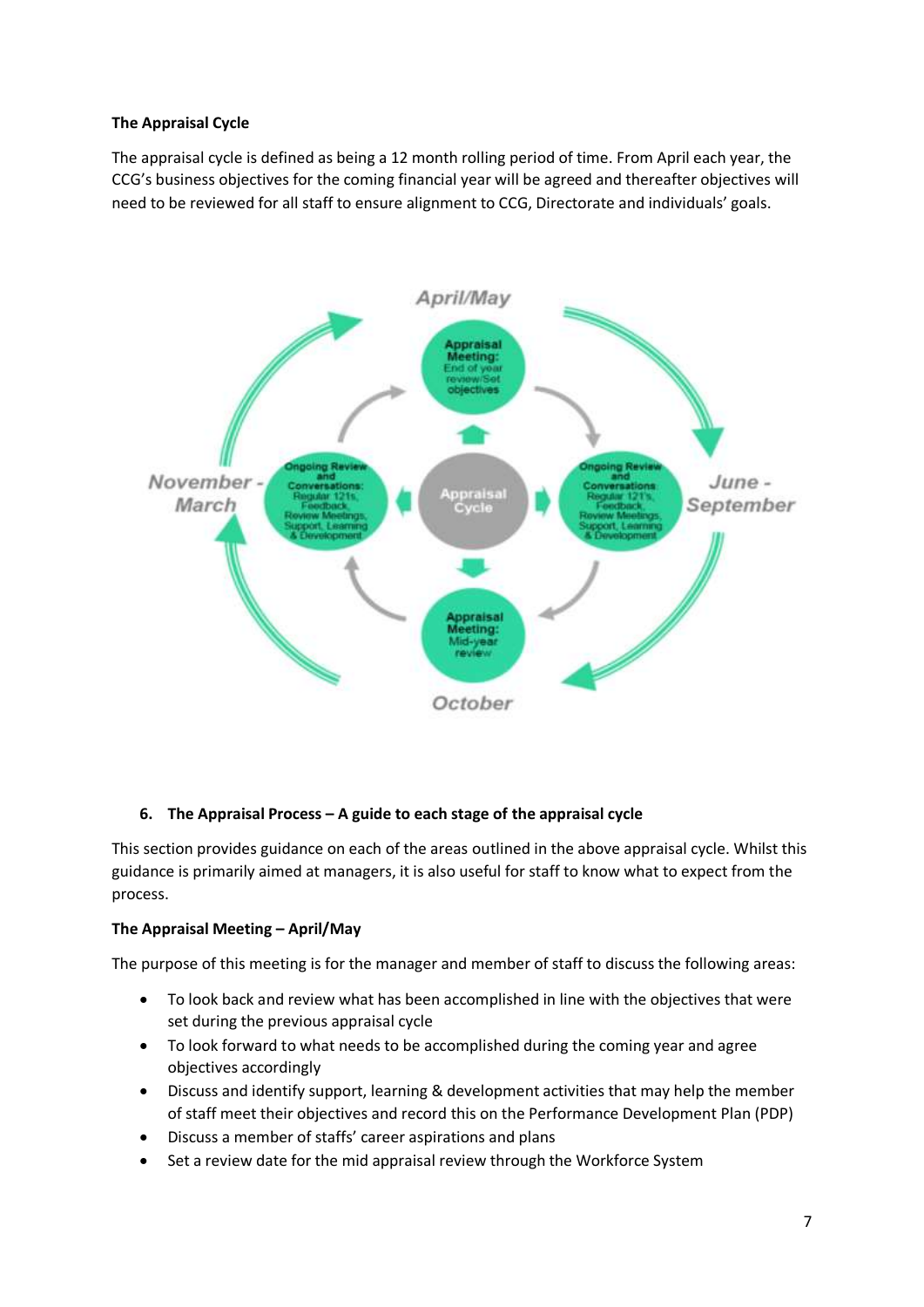**The Appraisal Cycle**

The appraisal cycle is defined as being a 12 month rolling period of time. From April each year, the CCG's business objectives for the coming financial year will be agreed and thereafter objectives will need to be reviewed for all staff to ensure alignment to CCG, Directorate and individuals' goals.

April/May

Appraisal Meeting: End of year review/Set objectives

November - March

Ongoing Review and Conversations: Regular 121s, Feedback, Review Meetings, Support, Learning & Development

Appraisal Cycle

June - September

Ongoing Review and Conversations: Regular 121's, Feedback, Review Meetings, Support, Learning & Development

Appraisal Meeting: Mid-year review

October

## 6. The Appraisal Process – A guide to each stage of the appraisal cycle

This section provides guidance on each of the areas outlined in the above appraisal cycle. Whilst this guidance is primarily aimed at managers, it is also useful for staff to know what to expect from the process.

**The Appraisal Meeting – April/May**

The purpose of this meeting is for the manager and member of staff to discuss the following areas:

- To look back and review what has been accomplished in line with the objectives that were set during the previous appraisal cycle
- To look forward to what needs to be accomplished during the coming year and agree objectives accordingly
- Discuss and identify support, learning & development activities that may help the member of staff meet their objectives and record this on the Performance Development Plan (PDP)
- Discuss a member of staffs' career aspirations and plans
- Set a review date for the mid appraisal review through the Workforce System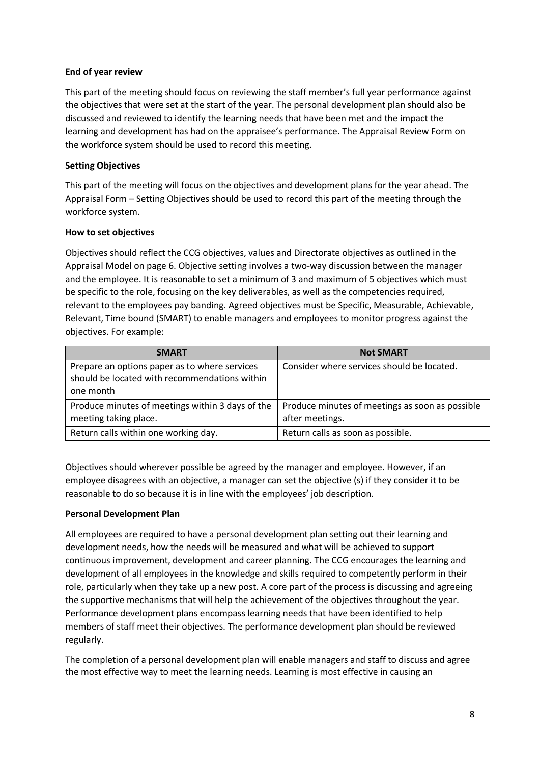**End of year review**

This part of the meeting should focus on reviewing the staff member's full year performance against the objectives that were set at the start of the year. The personal development plan should also be discussed and reviewed to identify the learning needs that have been met and the impact the learning and development has had on the appraisee's performance. The Appraisal Review Form on the workforce system should be used to record this meeting.

**Setting Objectives**

This part of the meeting will focus on the objectives and development plans for the year ahead. The Appraisal Form – Setting Objectives should be used to record this part of the meeting through the workforce system.

**How to set objectives**

Objectives should reflect the CCG objectives, values and Directorate objectives as outlined in the Appraisal Model on page 6. Objective setting involves a two-way discussion between the manager and the employee. It is reasonable to set a minimum of 3 and maximum of 5 objectives which must be specific to the role, focusing on the key deliverables, as well as the competencies required, relevant to the employees pay banding. Agreed objectives must be Specific, Measurable, Achievable, Relevant, Time bound (SMART) to enable managers and employees to monitor progress against the objectives. For example:

| SMART | Not SMART |
|---|---|
| Prepare an options paper as to where services should be located with recommendations within one month | Consider where services should be located. |
| Produce minutes of meetings within 3 days of the meeting taking place. | Produce minutes of meetings as soon as possible after meetings. |
| Return calls within one working day. | Return calls as soon as possible. |

Objectives should wherever possible be agreed by the manager and employee. However, if an employee disagrees with an objective, a manager can set the objective (s) if they consider it to be reasonable to do so because it is in line with the employees' job description.

**Personal Development Plan**

All employees are required to have a personal development plan setting out their learning and development needs, how the needs will be measured and what will be achieved to support continuous improvement, development and career planning. The CCG encourages the learning and development of all employees in the knowledge and skills required to competently perform in their role, particularly when they take up a new post. A core part of the process is discussing and agreeing the supportive mechanisms that will help the achievement of the objectives throughout the year. Performance development plans encompass learning needs that have been identified to help members of staff meet their objectives. The performance development plan should be reviewed regularly.

The completion of a personal development plan will enable managers and staff to discuss and agree the most effective way to meet the learning needs. Learning is most effective in causing an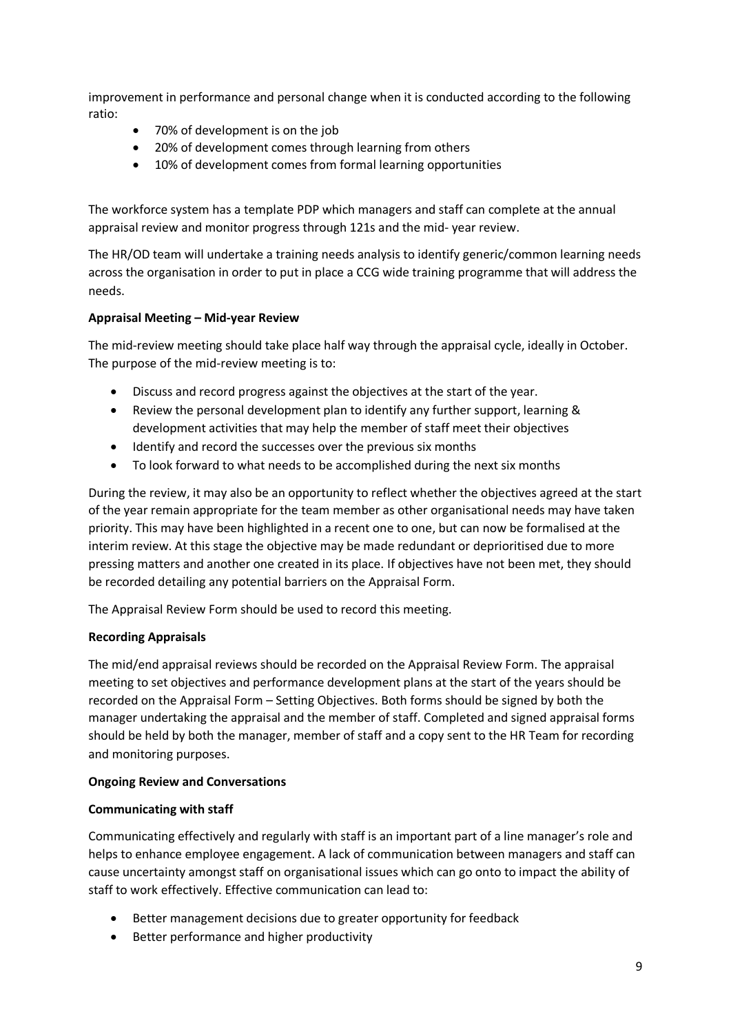improvement in performance and personal change when it is conducted according to the following ratio:

- 70% of development is on the job
- 20% of development comes through learning from others
- 10% of development comes from formal learning opportunities

The workforce system has a template PDP which managers and staff can complete at the annual appraisal review and monitor progress through 121s and the mid- year review.

The HR/OD team will undertake a training needs analysis to identify generic/common learning needs across the organisation in order to put in place a CCG wide training programme that will address the needs.

**Appraisal Meeting – Mid-year Review**

The mid-review meeting should take place half way through the appraisal cycle, ideally in October. The purpose of the mid-review meeting is to:

- Discuss and record progress against the objectives at the start of the year.
- Review the personal development plan to identify any further support, learning & development activities that may help the member of staff meet their objectives
- Identify and record the successes over the previous six months
- To look forward to what needs to be accomplished during the next six months

During the review, it may also be an opportunity to reflect whether the objectives agreed at the start of the year remain appropriate for the team member as other organisational needs may have taken priority. This may have been highlighted in a recent one to one, but can now be formalised at the interim review. At this stage the objective may be made redundant or deprioritised due to more pressing matters and another one created in its place. If objectives have not been met, they should be recorded detailing any potential barriers on the Appraisal Form.

The Appraisal Review Form should be used to record this meeting.

**Recording Appraisals**

The mid/end appraisal reviews should be recorded on the Appraisal Review Form. The appraisal meeting to set objectives and performance development plans at the start of the years should be recorded on the Appraisal Form – Setting Objectives. Both forms should be signed by both the manager undertaking the appraisal and the member of staff. Completed and signed appraisal forms should be held by both the manager, member of staff and a copy sent to the HR Team for recording and monitoring purposes.

**Ongoing Review and Conversations**

**Communicating with staff**

Communicating effectively and regularly with staff is an important part of a line manager's role and helps to enhance employee engagement. A lack of communication between managers and staff can cause uncertainty amongst staff on organisational issues which can go onto to impact the ability of staff to work effectively. Effective communication can lead to:

- Better management decisions due to greater opportunity for feedback
- Better performance and higher productivity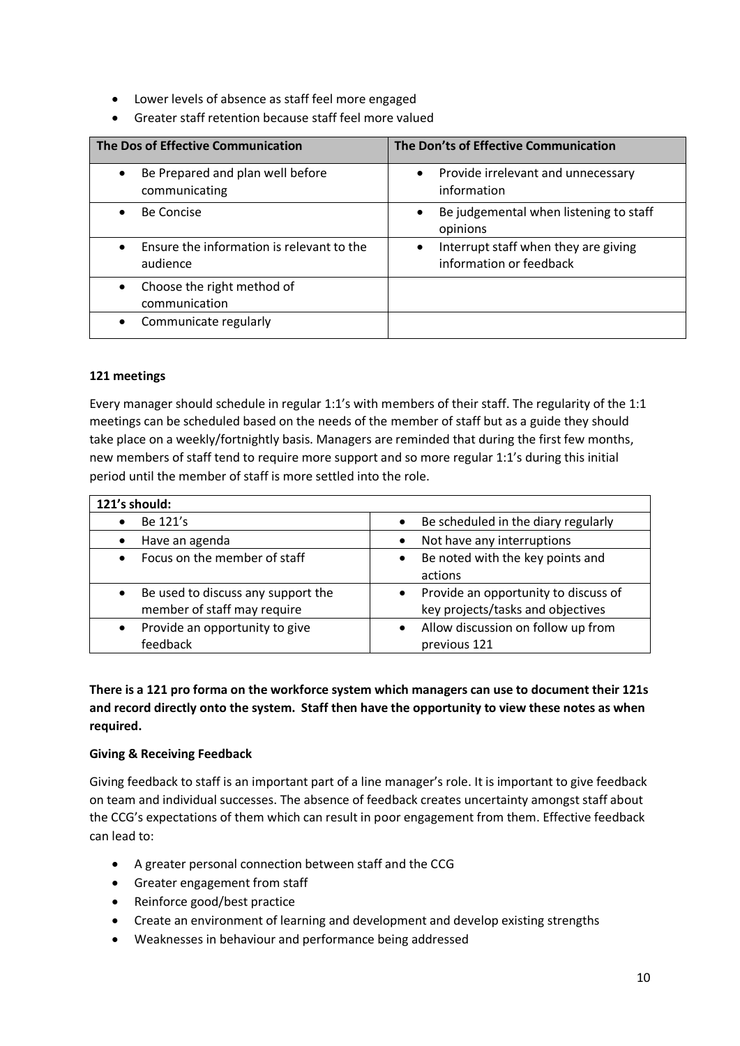- Lower levels of absence as staff feel more engaged
- Greater staff retention because staff feel more valued

| The Dos of Effective Communication | The Don'ts of Effective Communication |
|---|---|
| • Be Prepared and plan well before communicating | • Provide irrelevant and unnecessary information |
| • Be Concise | • Be judgemental when listening to staff opinions |
| • Ensure the information is relevant to the audience | • Interrupt staff when they are giving information or feedback |
| • Choose the right method of communication | |
| • Communicate regularly | |

**121 meetings**

Every manager should schedule in regular 1:1's with members of their staff. The regularity of the 1:1 meetings can be scheduled based on the needs of the member of staff but as a guide they should take place on a weekly/fortnightly basis. Managers are reminded that during the first few months, new members of staff tend to require more support and so more regular 1:1's during this initial period until the member of staff is more settled into the role.

| 121's should: | |
|---|---|
| • Be 121's | • Be scheduled in the diary regularly |
| • Have an agenda | • Not have any interruptions |
| • Focus on the member of staff | • Be noted with the key points and actions |
| • Be used to discuss any support the member of staff may require | • Provide an opportunity to discuss of key projects/tasks and objectives |
| • Provide an opportunity to give feedback | • Allow discussion on follow up from previous 121 |

**There is a 121 pro forma on the workforce system which managers can use to document their 121s and record directly onto the system. Staff then have the opportunity to view these notes as when required.**

**Giving & Receiving Feedback**

Giving feedback to staff is an important part of a line manager's role. It is important to give feedback on team and individual successes. The absence of feedback creates uncertainty amongst staff about the CCG's expectations of them which can result in poor engagement from them. Effective feedback can lead to:

- A greater personal connection between staff and the CCG
- Greater engagement from staff
- Reinforce good/best practice
- Create an environment of learning and development and develop existing strengths
- Weaknesses in behaviour and performance being addressed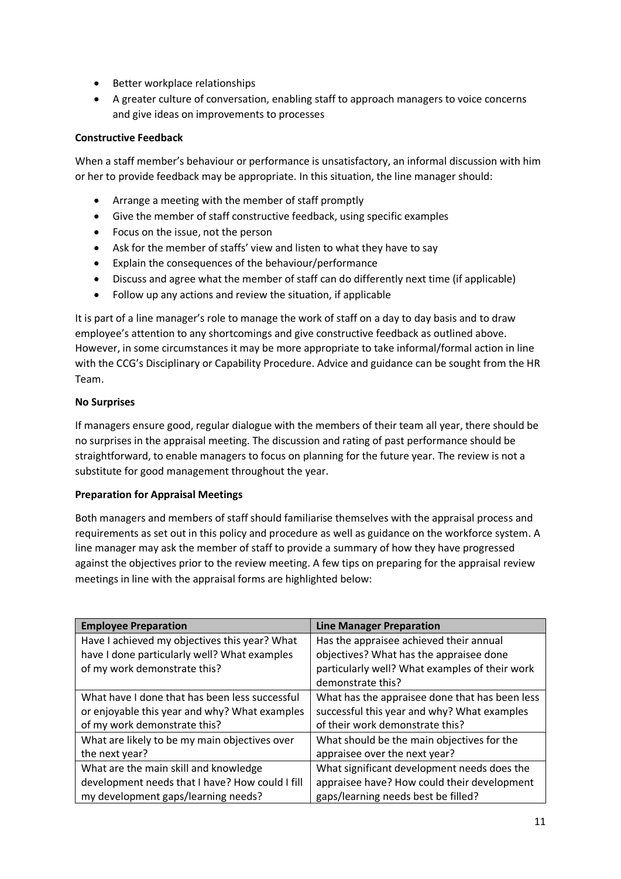- Better workplace relationships
- A greater culture of conversation, enabling staff to approach managers to voice concerns and give ideas on improvements to processes

**Constructive Feedback**

When a staff member's behaviour or performance is unsatisfactory, an informal discussion with him or her to provide feedback may be appropriate. In this situation, the line manager should:

- Arrange a meeting with the member of staff promptly
- Give the member of staff constructive feedback, using specific examples
- Focus on the issue, not the person
- Ask for the member of staffs' view and listen to what they have to say
- Explain the consequences of the behaviour/performance
- Discuss and agree what the member of staff can do differently next time (if applicable)
- Follow up any actions and review the situation, if applicable

It is part of a line manager's role to manage the work of staff on a day to day basis and to draw employee's attention to any shortcomings and give constructive feedback as outlined above. However, in some circumstances it may be more appropriate to take informal/formal action in line with the CCG's Disciplinary or Capability Procedure. Advice and guidance can be sought from the HR Team.

**No Surprises**

If managers ensure good, regular dialogue with the members of their team all year, there should be no surprises in the appraisal meeting. The discussion and rating of past performance should be straightforward, to enable managers to focus on planning for the future year. The review is not a substitute for good management throughout the year.

**Preparation for Appraisal Meetings**

Both managers and members of staff should familiarise themselves with the appraisal process and requirements as set out in this policy and procedure as well as guidance on the workforce system. A line manager may ask the member of staff to provide a summary of how they have progressed against the objectives prior to the review meeting. A few tips on preparing for the appraisal review meetings in line with the appraisal forms are highlighted below:

| Employee Preparation | Line Manager Preparation |
|---|---|
| Have I achieved my objectives this year? What have I done particularly well? What examples of my work demonstrate this? | Has the appraisee achieved their annual objectives? What has the appraisee done particularly well? What examples of their work demonstrate this? |
| What have I done that has been less successful or enjoyable this year and why? What examples of my work demonstrate this? | What has the appraisee done that has been less successful this year and why? What examples of their work demonstrate this? |
| What are likely to be my main objectives over the next year? | What should be the main objectives for the appraisee over the next year? |
| What are the main skill and knowledge development needs that I have? How could I fill my development gaps/learning needs? | What significant development needs does the appraisee have? How could their development gaps/learning needs best be filled? |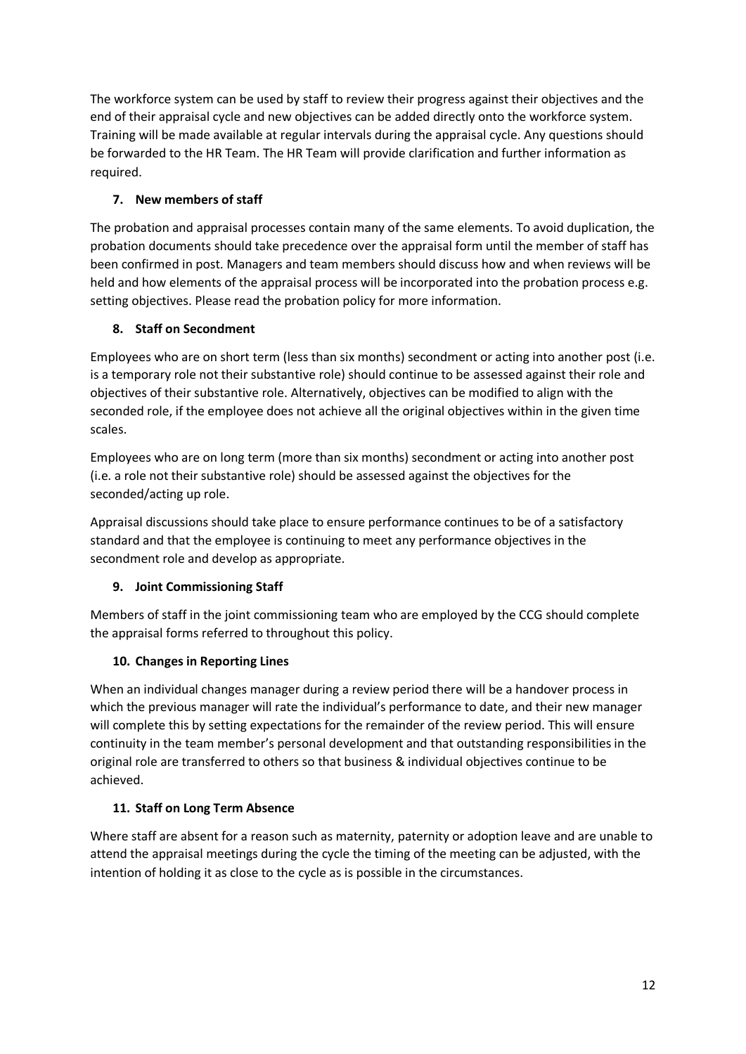The workforce system can be used by staff to review their progress against their objectives and the end of their appraisal cycle and new objectives can be added directly onto the workforce system. Training will be made available at regular intervals during the appraisal cycle. Any questions should be forwarded to the HR Team. The HR Team will provide clarification and further information as required.

### 7. New members of staff

The probation and appraisal processes contain many of the same elements. To avoid duplication, the probation documents should take precedence over the appraisal form until the member of staff has been confirmed in post. Managers and team members should discuss how and when reviews will be held and how elements of the appraisal process will be incorporated into the probation process e.g. setting objectives. Please read the probation policy for more information.

### 8. Staff on Secondment

Employees who are on short term (less than six months) secondment or acting into another post (i.e. is a temporary role not their substantive role) should continue to be assessed against their role and objectives of their substantive role. Alternatively, objectives can be modified to align with the seconded role, if the employee does not achieve all the original objectives within in the given time scales.

Employees who are on long term (more than six months) secondment or acting into another post (i.e. a role not their substantive role) should be assessed against the objectives for the seconded/acting up role.

Appraisal discussions should take place to ensure performance continues to be of a satisfactory standard and that the employee is continuing to meet any performance objectives in the secondment role and develop as appropriate.

### 9. Joint Commissioning Staff

Members of staff in the joint commissioning team who are employed by the CCG should complete the appraisal forms referred to throughout this policy.

### 10. Changes in Reporting Lines

When an individual changes manager during a review period there will be a handover process in which the previous manager will rate the individual's performance to date, and their new manager will complete this by setting expectations for the remainder of the review period. This will ensure continuity in the team member's personal development and that outstanding responsibilities in the original role are transferred to others so that business & individual objectives continue to be achieved.

### 11. Staff on Long Term Absence

Where staff are absent for a reason such as maternity, paternity or adoption leave and are unable to attend the appraisal meetings during the cycle the timing of the meeting can be adjusted, with the intention of holding it as close to the cycle as is possible in the circumstances.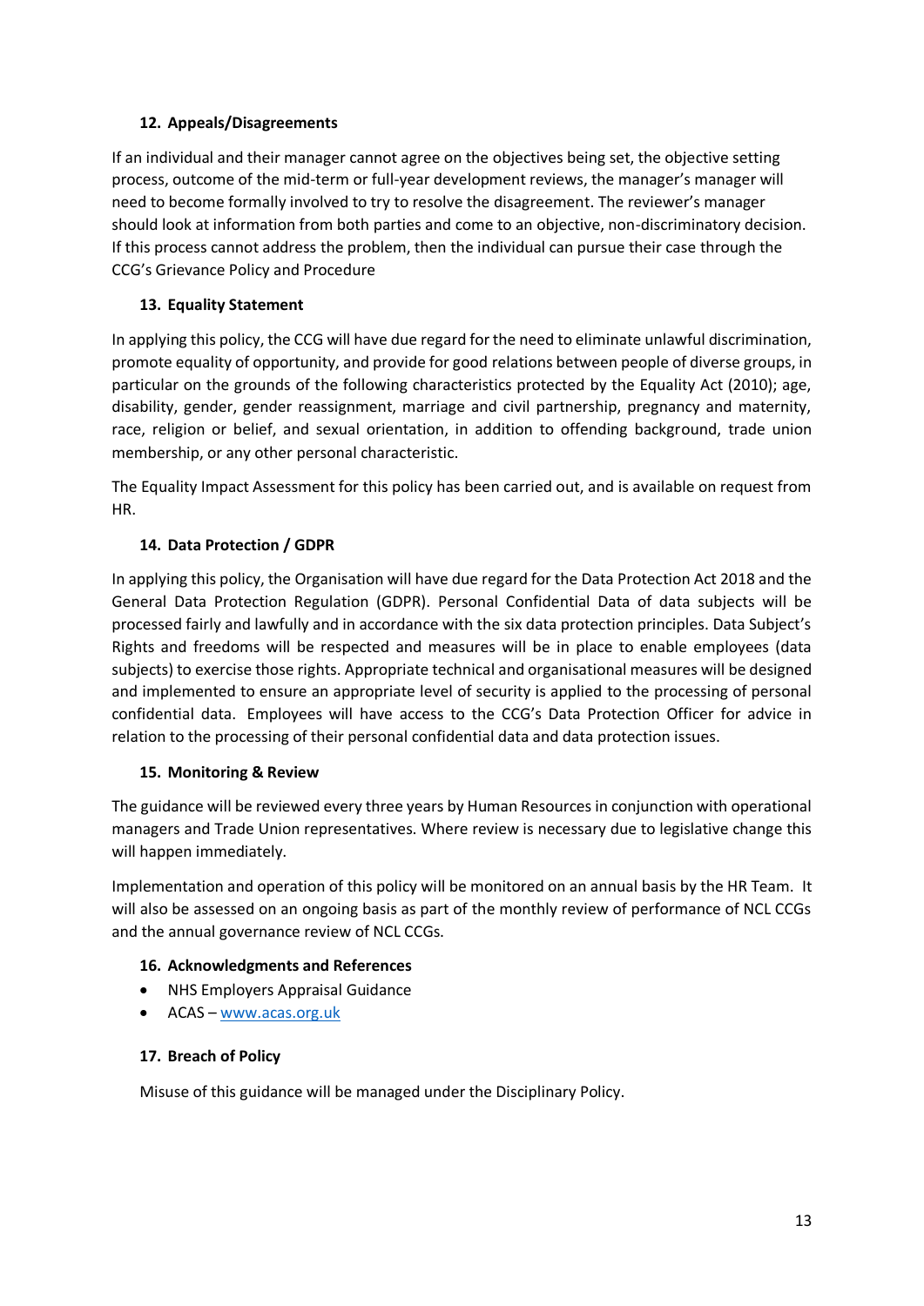## 12. Appeals/Disagreements

If an individual and their manager cannot agree on the objectives being set, the objective setting process, outcome of the mid-term or full-year development reviews, the manager's manager will need to become formally involved to try to resolve the disagreement. The reviewer's manager should look at information from both parties and come to an objective, non-discriminatory decision. If this process cannot address the problem, then the individual can pursue their case through the CCG's Grievance Policy and Procedure

## 13. Equality Statement

In applying this policy, the CCG will have due regard for the need to eliminate unlawful discrimination, promote equality of opportunity, and provide for good relations between people of diverse groups, in particular on the grounds of the following characteristics protected by the Equality Act (2010); age, disability, gender, gender reassignment, marriage and civil partnership, pregnancy and maternity, race, religion or belief, and sexual orientation, in addition to offending background, trade union membership, or any other personal characteristic.

The Equality Impact Assessment for this policy has been carried out, and is available on request from HR.

## 14. Data Protection / GDPR

In applying this policy, the Organisation will have due regard for the Data Protection Act 2018 and the General Data Protection Regulation (GDPR). Personal Confidential Data of data subjects will be processed fairly and lawfully and in accordance with the six data protection principles. Data Subject's Rights and freedoms will be respected and measures will be in place to enable employees (data subjects) to exercise those rights. Appropriate technical and organisational measures will be designed and implemented to ensure an appropriate level of security is applied to the processing of personal confidential data. Employees will have access to the CCG's Data Protection Officer for advice in relation to the processing of their personal confidential data and data protection issues.

## 15. Monitoring & Review

The guidance will be reviewed every three years by Human Resources in conjunction with operational managers and Trade Union representatives. Where review is necessary due to legislative change this will happen immediately.

Implementation and operation of this policy will be monitored on an annual basis by the HR Team. It will also be assessed on an ongoing basis as part of the monthly review of performance of NCL CCGs and the annual governance review of NCL CCGs.

## 16. Acknowledgments and References

- NHS Employers Appraisal Guidance
- ACAS – www.acas.org.uk

## 17. Breach of Policy

Misuse of this guidance will be managed under the Disciplinary Policy.